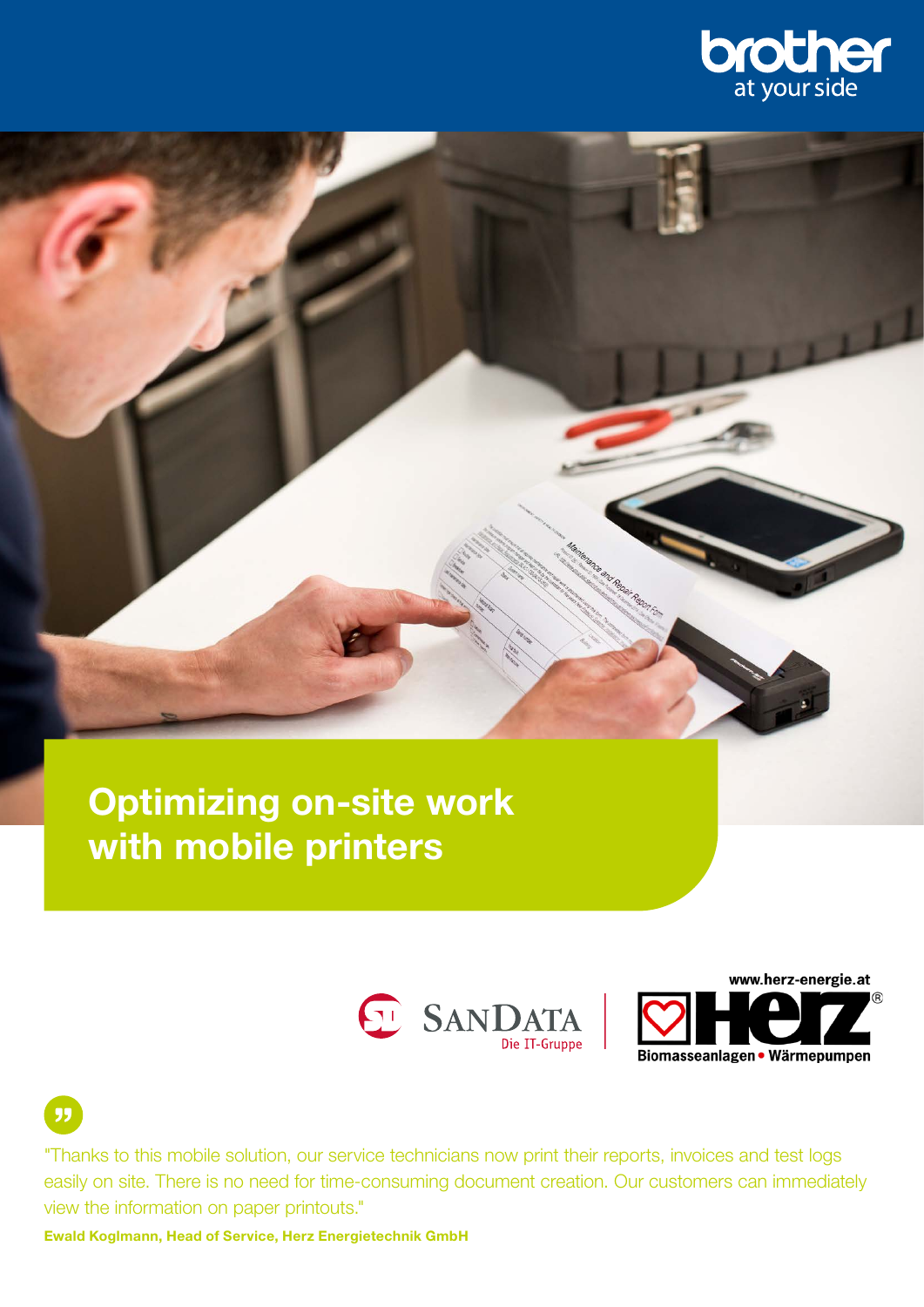# Optimizing on-site work with mobile printers

"Thanks to this mobile solution, our service technicians now print their reports, invoices and test logs easily on site. There is no need for time-consuming document creation. Our customers can immediately view the information on paper printouts."

**Ewald Koglmann, Head of Service, Herz Energietechnik GmbH**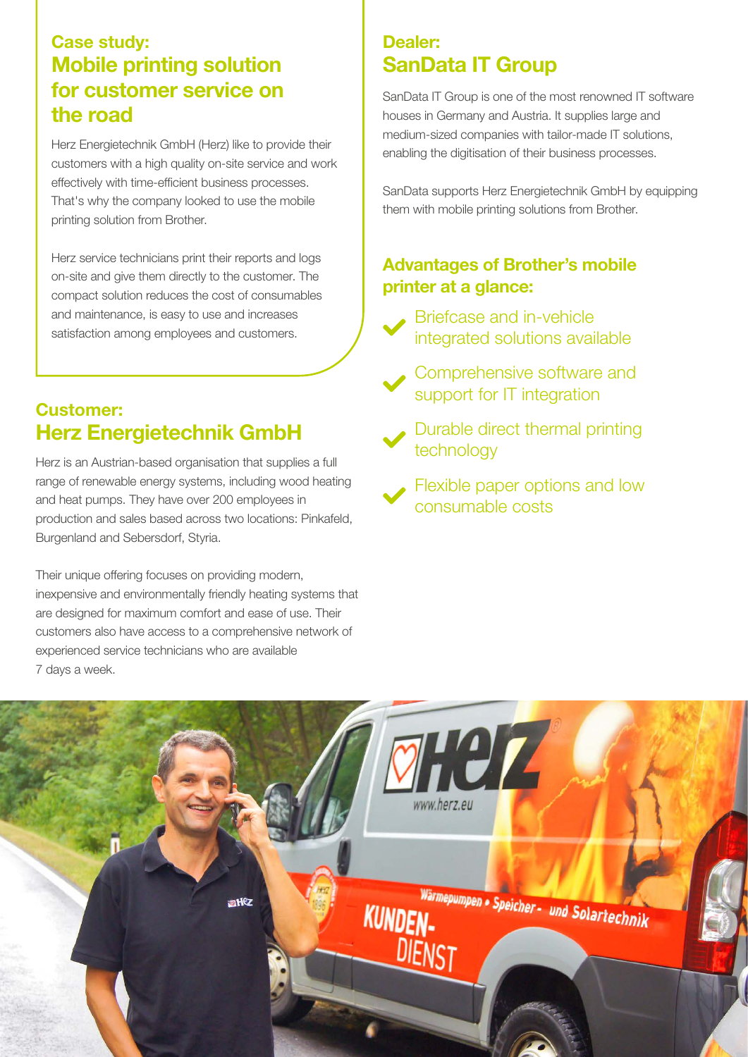## Case study: Mobile printing solution for customer service on the road

Herz Energietechnik GmbH (Herz) like to provide their customers with a high quality on-site service and work effectively with time-efficient business processes. That's why the company looked to use the mobile printing solution from Brother.

Herz service technicians print their reports and logs on-site and give them directly to the customer. The compact solution reduces the cost of consumables and maintenance, is easy to use and increases satisfaction among employees and customers.

## Customer: Herz Energietechnik GmbH

Herz is an Austrian-based organisation that supplies a full range of renewable energy systems, including wood heating and heat pumps. They have over 200 employees in production and sales based across two locations: Pinkafeld, Burgenland and Sebersdorf, Styria.

Their unique offering focuses on providing modern, inexpensive and environmentally friendly heating systems that are designed for maximum comfort and ease of use. Their customers also have access to a comprehensive network of experienced service technicians who are available 7 days a week.

## Dealer: SanData IT Group

SanData IT Group is one of the most renowned IT software houses in Germany and Austria. It supplies large and medium-sized companies with tailor-made IT solutions, enabling the digitisation of their business processes.

SanData supports Herz Energietechnik GmbH by equipping them with mobile printing solutions from Brother.

### Advantages of Brother's mobile printer at a glance:

- Briefcase and in-vehicle integrated solutions available
- Comprehensive software and support for IT integration
- Durable direct thermal printing technology
- Flexible paper options and low consumable costs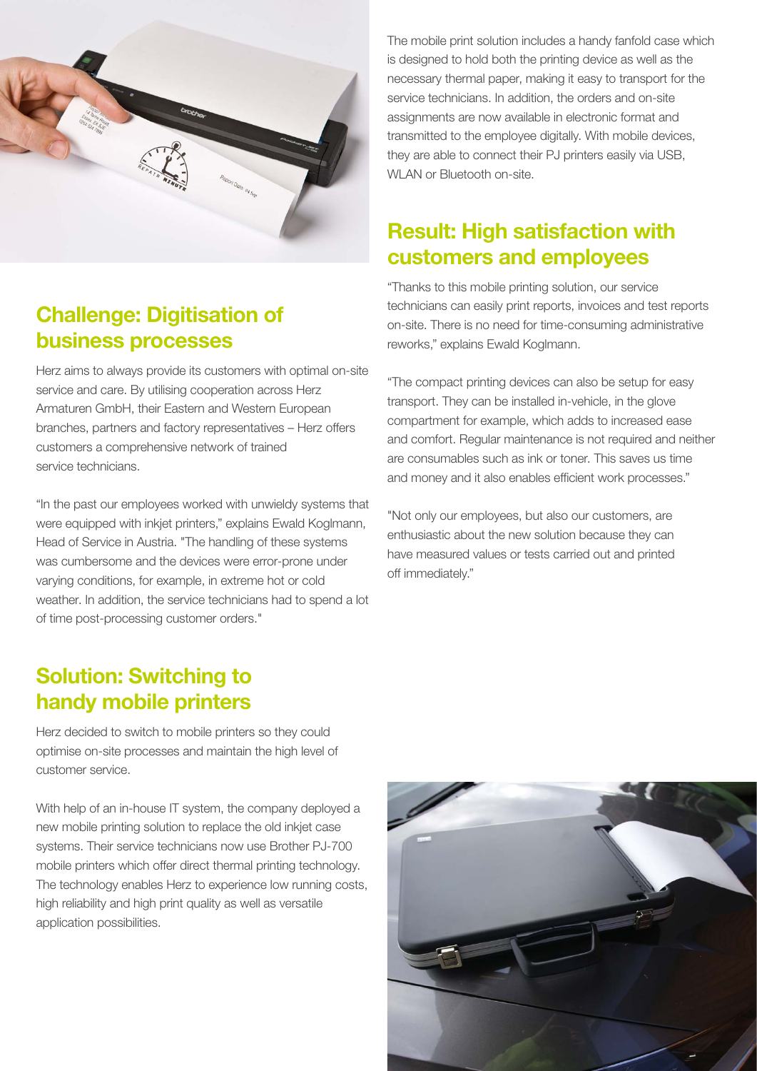## Challenge: Digitisation of business processes

Herz aims to always provide its customers with optimal on-site service and care. By utilising cooperation across Herz Armaturen GmbH, their Eastern and Western European branches, partners and factory representatives – Herz offers customers a comprehensive network of trained service technicians.

"In the past our employees worked with unwieldy systems that were equipped with inkjet printers," explains Ewald Koglmann, Head of Service in Austria. "The handling of these systems was cumbersome and the devices were error-prone under varying conditions, for example, in extreme hot or cold weather. In addition, the service technicians had to spend a lot of time post-processing customer orders."

## Solution: Switching to handy mobile printers

Herz decided to switch to mobile printers so they could optimise on-site processes and maintain the high level of customer service.

With help of an in-house IT system, the company deployed a new mobile printing solution to replace the old inkjet case systems. Their service technicians now use Brother PJ-700 mobile printers which offer direct thermal printing technology. The technology enables Herz to experience low running costs, high reliability and high print quality as well as versatile application possibilities.

The mobile print solution includes a handy fanfold case which is designed to hold both the printing device as well as the necessary thermal paper, making it easy to transport for the service technicians. In addition, the orders and on-site assignments are now available in electronic format and transmitted to the employee digitally. With mobile devices, they are able to connect their PJ printers easily via USB, WLAN or Bluetooth on-site.

## Result: High satisfaction with customers and employees

"Thanks to this mobile printing solution, our service technicians can easily print reports, invoices and test reports on-site. There is no need for time-consuming administrative reworks," explains Ewald Koglmann.

"The compact printing devices can also be setup for easy transport. They can be installed in-vehicle, in the glove compartment for example, which adds to increased ease and comfort. Regular maintenance is not required and neither are consumables such as ink or toner. This saves us time and money and it also enables efficient work processes."

"Not only our employees, but also our customers, are enthusiastic about the new solution because they can have measured values or tests carried out and printed off immediately."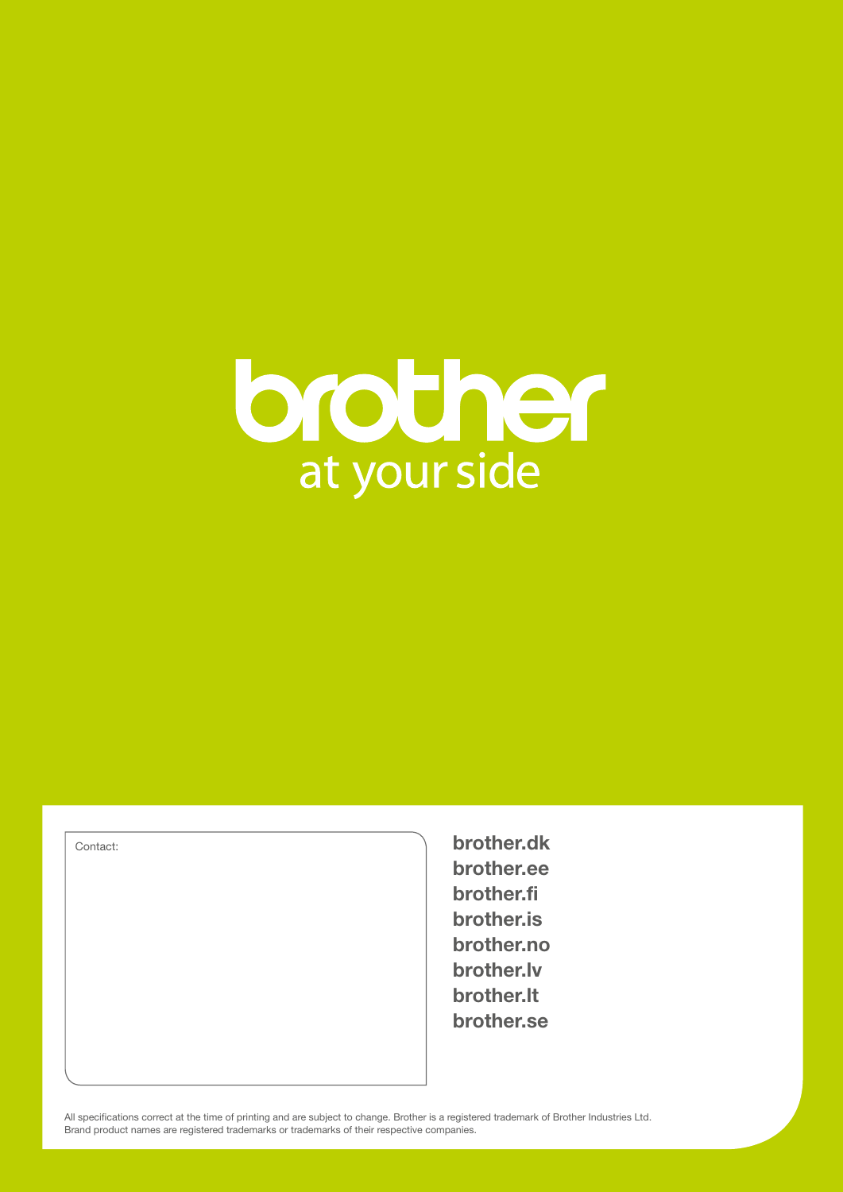brother

at your side

Contact:

**brother.dk**
**brother.ee**
**brother.fi**
**brother.is**
**brother.no**
**brother.lv**
**brother.lt**
**brother.se**

All specifications correct at the time of printing and are subject to change. Brother is a registered trademark of Brother Industries Ltd.
Brand product names are registered trademarks or trademarks of their respective companies.